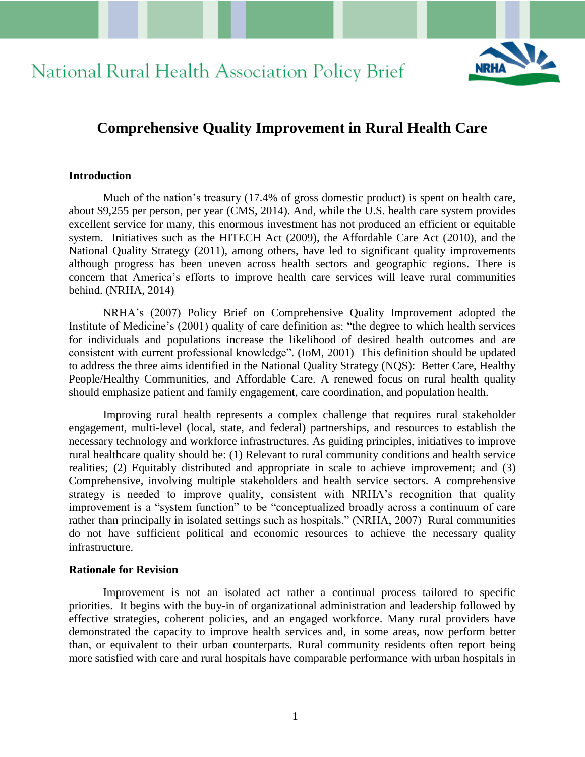National Rural Health Association Policy Brief

# Comprehensive Quality Improvement in Rural Health Care

## Introduction

Much of the nation's treasury (17.4% of gross domestic product) is spent on health care, about $9,255 per person, per year (CMS, 2014). And, while the U.S. health care system provides excellent service for many, this enormous investment has not produced an efficient or equitable system. Initiatives such as the HITECH Act (2009), the Affordable Care Act (2010), and the National Quality Strategy (2011), among others, have led to significant quality improvements although progress has been uneven across health sectors and geographic regions. There is concern that America's efforts to improve health care services will leave rural communities behind. (NRHA, 2014)

NRHA's (2007) Policy Brief on Comprehensive Quality Improvement adopted the Institute of Medicine's (2001) quality of care definition as: "the degree to which health services for individuals and populations increase the likelihood of desired health outcomes and are consistent with current professional knowledge". (IoM, 2001) This definition should be updated to address the three aims identified in the National Quality Strategy (NQS): Better Care, Healthy People/Healthy Communities, and Affordable Care. A renewed focus on rural health quality should emphasize patient and family engagement, care coordination, and population health.

Improving rural health represents a complex challenge that requires rural stakeholder engagement, multi-level (local, state, and federal) partnerships, and resources to establish the necessary technology and workforce infrastructures. As guiding principles, initiatives to improve rural healthcare quality should be: (1) Relevant to rural community conditions and health service realities; (2) Equitably distributed and appropriate in scale to achieve improvement; and (3) Comprehensive, involving multiple stakeholders and health service sectors. A comprehensive strategy is needed to improve quality, consistent with NRHA's recognition that quality improvement is a "system function" to be "conceptualized broadly across a continuum of care rather than principally in isolated settings such as hospitals." (NRHA, 2007) Rural communities do not have sufficient political and economic resources to achieve the necessary quality infrastructure.

## Rationale for Revision

Improvement is not an isolated act rather a continual process tailored to specific priorities. It begins with the buy-in of organizational administration and leadership followed by effective strategies, coherent policies, and an engaged workforce. Many rural providers have demonstrated the capacity to improve health services and, in some areas, now perform better than, or equivalent to their urban counterparts. Rural community residents often report being more satisfied with care and rural hospitals have comparable performance with urban hospitals in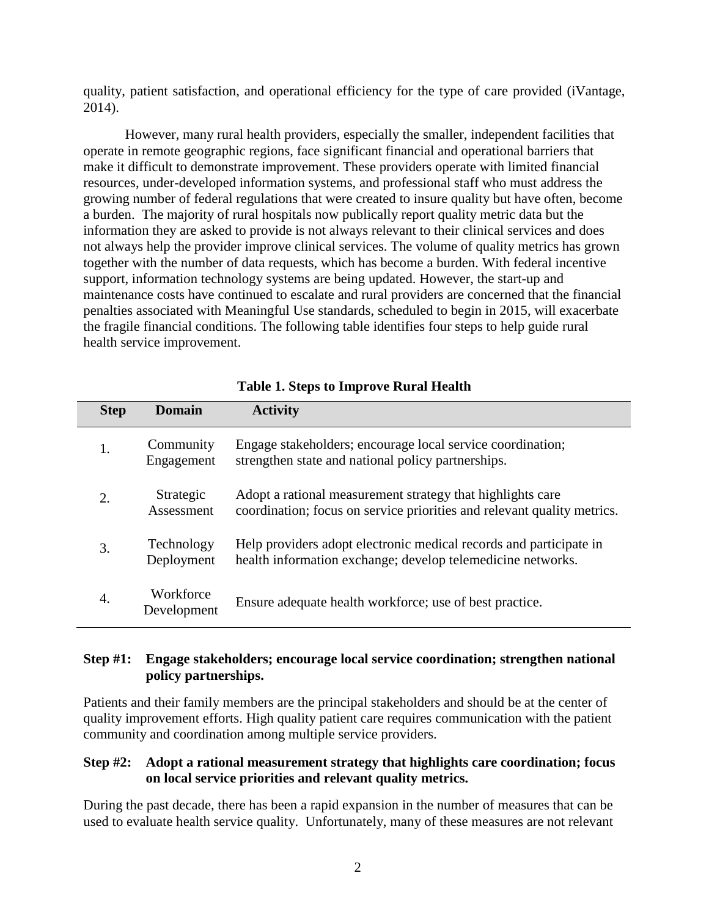quality, patient satisfaction, and operational efficiency for the type of care provided (iVantage, 2014).

However, many rural health providers, especially the smaller, independent facilities that operate in remote geographic regions, face significant financial and operational barriers that make it difficult to demonstrate improvement. These providers operate with limited financial resources, under-developed information systems, and professional staff who must address the growing number of federal regulations that were created to insure quality but have often, become a burden. The majority of rural hospitals now publically report quality metric data but the information they are asked to provide is not always relevant to their clinical services and does not always help the provider improve clinical services. The volume of quality metrics has grown together with the number of data requests, which has become a burden. With federal incentive support, information technology systems are being updated. However, the start-up and maintenance costs have continued to escalate and rural providers are concerned that the financial penalties associated with Meaningful Use standards, scheduled to begin in 2015, will exacerbate the fragile financial conditions. The following table identifies four steps to help guide rural health service improvement.

**Table 1. Steps to Improve Rural Health**

| Step | Domain | Activity |
|---|---|---|
| 1. | Community Engagement | Engage stakeholders; encourage local service coordination; strengthen state and national policy partnerships. |
| 2. | Strategic Assessment | Adopt a rational measurement strategy that highlights care coordination; focus on service priorities and relevant quality metrics. |
| 3. | Technology Deployment | Help providers adopt electronic medical records and participate in health information exchange; develop telemedicine networks. |
| 4. | Workforce Development | Ensure adequate health workforce; use of best practice. |

**Step #1: Engage stakeholders; encourage local service coordination; strengthen national policy partnerships.**

Patients and their family members are the principal stakeholders and should be at the center of quality improvement efforts. High quality patient care requires communication with the patient community and coordination among multiple service providers.

**Step #2: Adopt a rational measurement strategy that highlights care coordination; focus on local service priorities and relevant quality metrics.**

During the past decade, there has been a rapid expansion in the number of measures that can be used to evaluate health service quality. Unfortunately, many of these measures are not relevant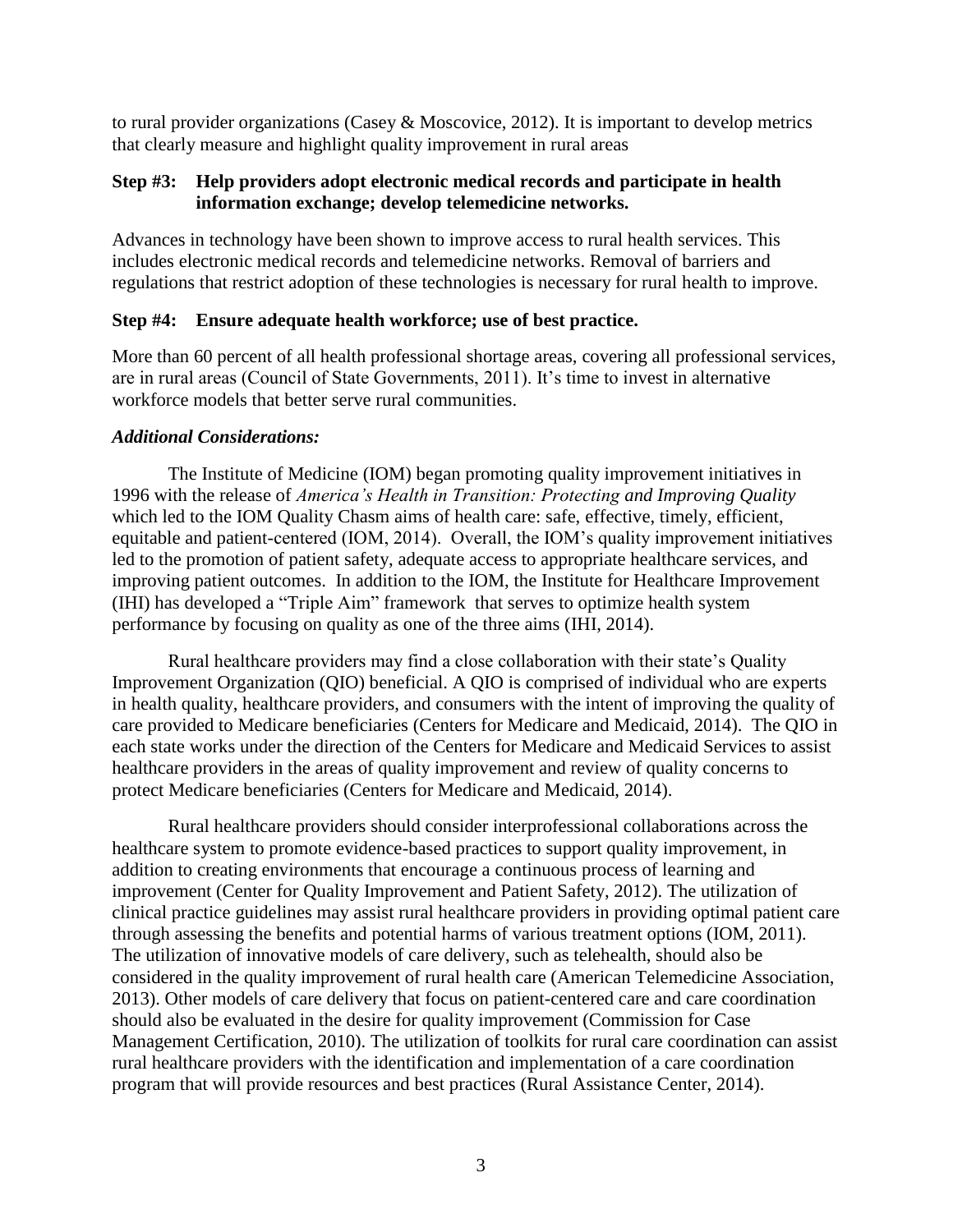to rural provider organizations (Casey & Moscovice, 2012). It is important to develop metrics that clearly measure and highlight quality improvement in rural areas

**Step #3: Help providers adopt electronic medical records and participate in health information exchange; develop telemedicine networks.**

Advances in technology have been shown to improve access to rural health services. This includes electronic medical records and telemedicine networks. Removal of barriers and regulations that restrict adoption of these technologies is necessary for rural health to improve.

**Step #4: Ensure adequate health workforce; use of best practice.**

More than 60 percent of all health professional shortage areas, covering all professional services, are in rural areas (Council of State Governments, 2011). It's time to invest in alternative workforce models that better serve rural communities.

***Additional Considerations:***

The Institute of Medicine (IOM) began promoting quality improvement initiatives in 1996 with the release of *America's Health in Transition: Protecting and Improving Quality* which led to the IOM Quality Chasm aims of health care: safe, effective, timely, efficient, equitable and patient-centered (IOM, 2014). Overall, the IOM's quality improvement initiatives led to the promotion of patient safety, adequate access to appropriate healthcare services, and improving patient outcomes. In addition to the IOM, the Institute for Healthcare Improvement (IHI) has developed a "Triple Aim" framework that serves to optimize health system performance by focusing on quality as one of the three aims (IHI, 2014).

Rural healthcare providers may find a close collaboration with their state's Quality Improvement Organization (QIO) beneficial. A QIO is comprised of individual who are experts in health quality, healthcare providers, and consumers with the intent of improving the quality of care provided to Medicare beneficiaries (Centers for Medicare and Medicaid, 2014). The QIO in each state works under the direction of the Centers for Medicare and Medicaid Services to assist healthcare providers in the areas of quality improvement and review of quality concerns to protect Medicare beneficiaries (Centers for Medicare and Medicaid, 2014).

Rural healthcare providers should consider interprofessional collaborations across the healthcare system to promote evidence-based practices to support quality improvement, in addition to creating environments that encourage a continuous process of learning and improvement (Center for Quality Improvement and Patient Safety, 2012). The utilization of clinical practice guidelines may assist rural healthcare providers in providing optimal patient care through assessing the benefits and potential harms of various treatment options (IOM, 2011). The utilization of innovative models of care delivery, such as telehealth, should also be considered in the quality improvement of rural health care (American Telemedicine Association, 2013). Other models of care delivery that focus on patient-centered care and care coordination should also be evaluated in the desire for quality improvement (Commission for Case Management Certification, 2010). The utilization of toolkits for rural care coordination can assist rural healthcare providers with the identification and implementation of a care coordination program that will provide resources and best practices (Rural Assistance Center, 2014).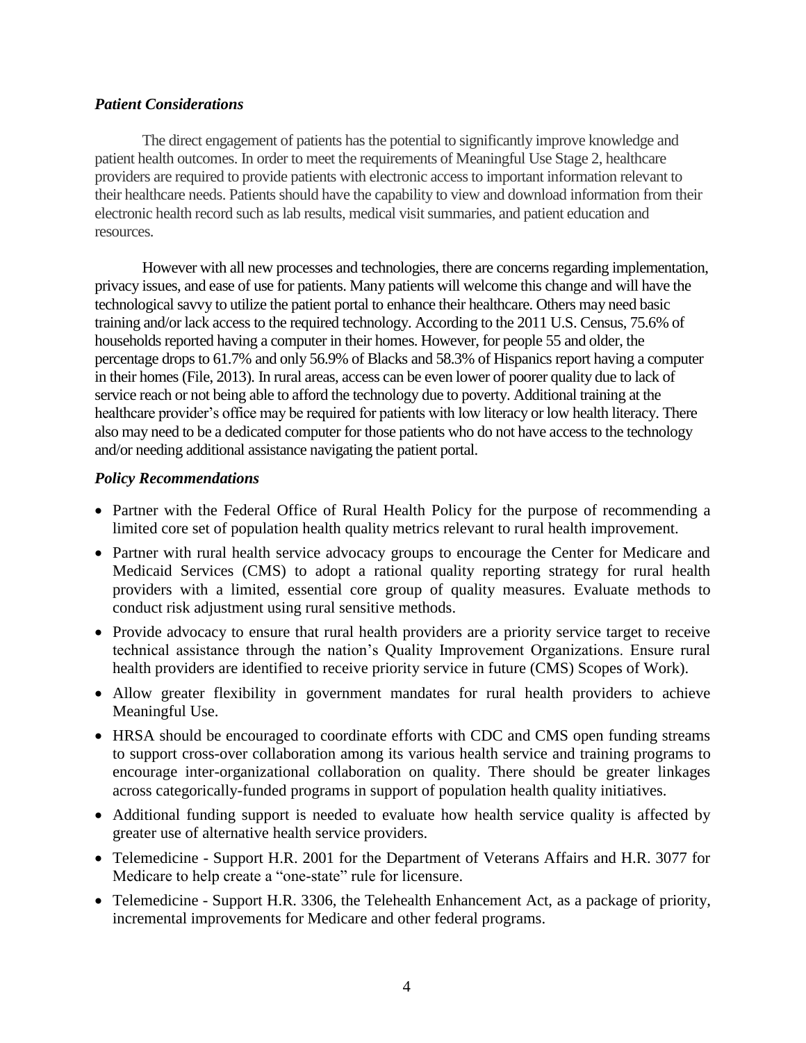### *Patient Considerations*

The direct engagement of patients has the potential to significantly improve knowledge and patient health outcomes. In order to meet the requirements of Meaningful Use Stage 2, healthcare providers are required to provide patients with electronic access to important information relevant to their healthcare needs. Patients should have the capability to view and download information from their electronic health record such as lab results, medical visit summaries, and patient education and resources.

However with all new processes and technologies, there are concerns regarding implementation, privacy issues, and ease of use for patients. Many patients will welcome this change and will have the technological savvy to utilize the patient portal to enhance their healthcare. Others may need basic training and/or lack access to the required technology. According to the 2011 U.S. Census, 75.6% of households reported having a computer in their homes. However, for people 55 and older, the percentage drops to 61.7% and only 56.9% of Blacks and 58.3% of Hispanics report having a computer in their homes (File, 2013). In rural areas, access can be even lower of poorer quality due to lack of service reach or not being able to afford the technology due to poverty. Additional training at the healthcare provider's office may be required for patients with low literacy or low health literacy. There also may need to be a dedicated computer for those patients who do not have access to the technology and/or needing additional assistance navigating the patient portal.

### *Policy Recommendations*

- Partner with the Federal Office of Rural Health Policy for the purpose of recommending a limited core set of population health quality metrics relevant to rural health improvement.
- Partner with rural health service advocacy groups to encourage the Center for Medicare and Medicaid Services (CMS) to adopt a rational quality reporting strategy for rural health providers with a limited, essential core group of quality measures. Evaluate methods to conduct risk adjustment using rural sensitive methods.
- Provide advocacy to ensure that rural health providers are a priority service target to receive technical assistance through the nation's Quality Improvement Organizations. Ensure rural health providers are identified to receive priority service in future (CMS) Scopes of Work).
- Allow greater flexibility in government mandates for rural health providers to achieve Meaningful Use.
- HRSA should be encouraged to coordinate efforts with CDC and CMS open funding streams to support cross-over collaboration among its various health service and training programs to encourage inter-organizational collaboration on quality. There should be greater linkages across categorically-funded programs in support of population health quality initiatives.
- Additional funding support is needed to evaluate how health service quality is affected by greater use of alternative health service providers.
- Telemedicine - Support H.R. 2001 for the Department of Veterans Affairs and H.R. 3077 for Medicare to help create a "one-state" rule for licensure.
- Telemedicine - Support H.R. 3306, the Telehealth Enhancement Act, as a package of priority, incremental improvements for Medicare and other federal programs.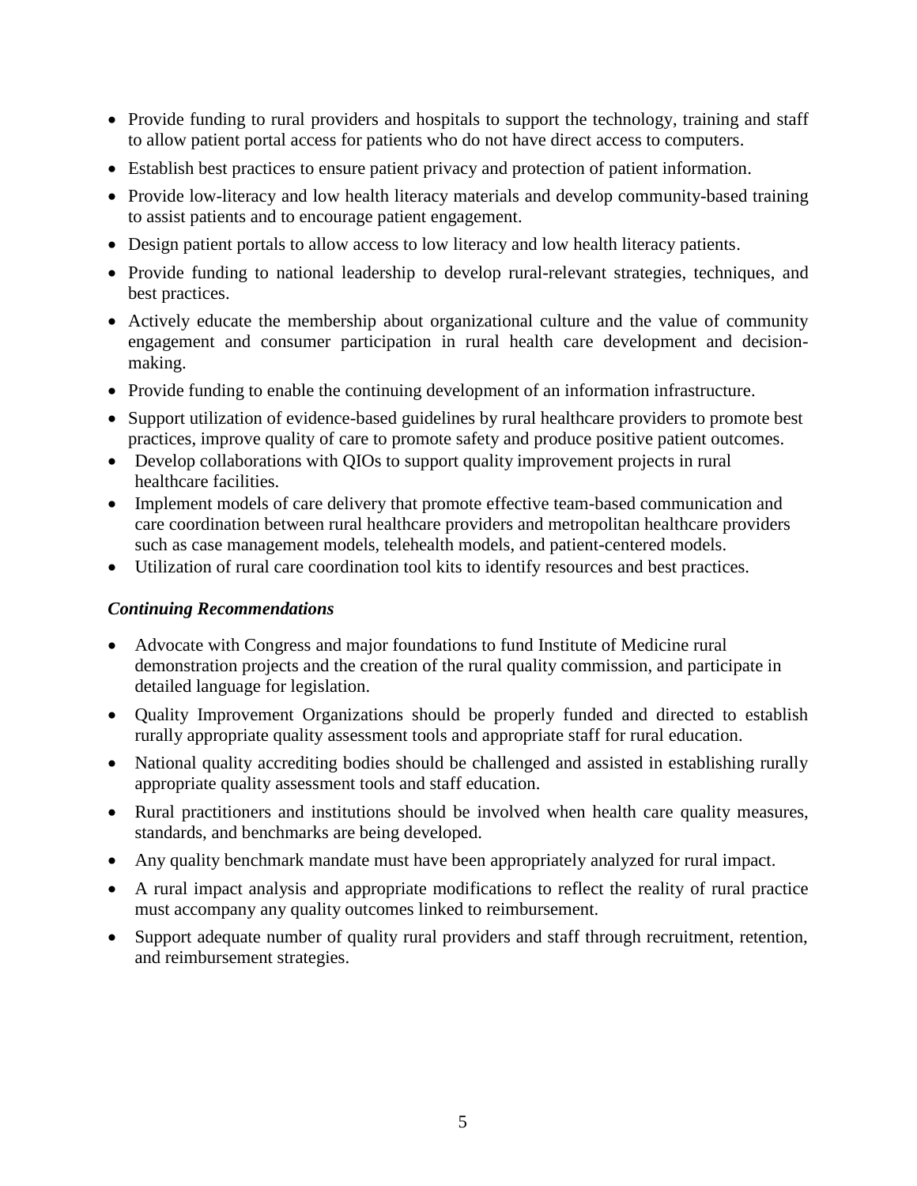- Provide funding to rural providers and hospitals to support the technology, training and staff to allow patient portal access for patients who do not have direct access to computers.
- Establish best practices to ensure patient privacy and protection of patient information.
- Provide low-literacy and low health literacy materials and develop community-based training to assist patients and to encourage patient engagement.
- Design patient portals to allow access to low literacy and low health literacy patients.
- Provide funding to national leadership to develop rural-relevant strategies, techniques, and best practices.
- Actively educate the membership about organizational culture and the value of community engagement and consumer participation in rural health care development and decision-making.
- Provide funding to enable the continuing development of an information infrastructure.
- Support utilization of evidence-based guidelines by rural healthcare providers to promote best practices, improve quality of care to promote safety and produce positive patient outcomes.
- Develop collaborations with QIOs to support quality improvement projects in rural healthcare facilities.
- Implement models of care delivery that promote effective team-based communication and care coordination between rural healthcare providers and metropolitan healthcare providers such as case management models, telehealth models, and patient-centered models.
- Utilization of rural care coordination tool kits to identify resources and best practices.

***Continuing Recommendations***

- Advocate with Congress and major foundations to fund Institute of Medicine rural demonstration projects and the creation of the rural quality commission, and participate in detailed language for legislation.
- Quality Improvement Organizations should be properly funded and directed to establish rurally appropriate quality assessment tools and appropriate staff for rural education.
- National quality accrediting bodies should be challenged and assisted in establishing rurally appropriate quality assessment tools and staff education.
- Rural practitioners and institutions should be involved when health care quality measures, standards, and benchmarks are being developed.
- Any quality benchmark mandate must have been appropriately analyzed for rural impact.
- A rural impact analysis and appropriate modifications to reflect the reality of rural practice must accompany any quality outcomes linked to reimbursement.
- Support adequate number of quality rural providers and staff through recruitment, retention, and reimbursement strategies.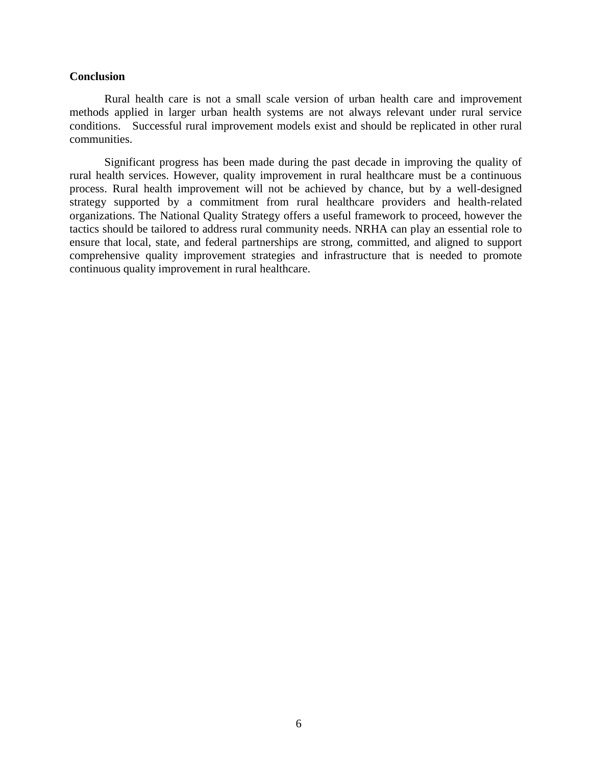**Conclusion**

Rural health care is not a small scale version of urban health care and improvement methods applied in larger urban health systems are not always relevant under rural service conditions. Successful rural improvement models exist and should be replicated in other rural communities.

Significant progress has been made during the past decade in improving the quality of rural health services. However, quality improvement in rural healthcare must be a continuous process. Rural health improvement will not be achieved by chance, but by a well-designed strategy supported by a commitment from rural healthcare providers and health-related organizations. The National Quality Strategy offers a useful framework to proceed, however the tactics should be tailored to address rural community needs. NRHA can play an essential role to ensure that local, state, and federal partnerships are strong, committed, and aligned to support comprehensive quality improvement strategies and infrastructure that is needed to promote continuous quality improvement in rural healthcare.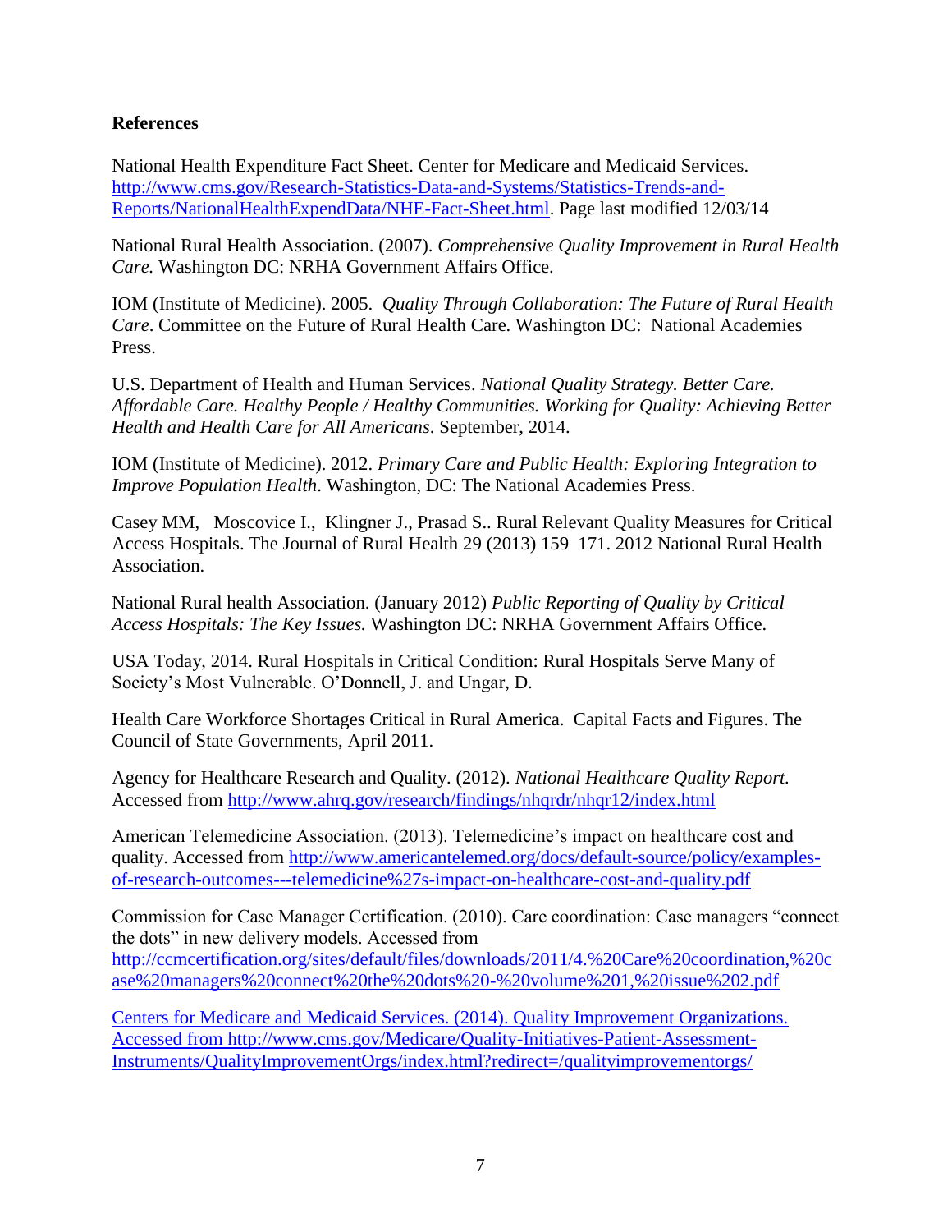**References**

National Health Expenditure Fact Sheet. Center for Medicare and Medicaid Services. http://www.cms.gov/Research-Statistics-Data-and-Systems/Statistics-Trends-and-Reports/NationalHealthExpendData/NHE-Fact-Sheet.html. Page last modified 12/03/14

National Rural Health Association. (2007). *Comprehensive Quality Improvement in Rural Health Care.* Washington DC: NRHA Government Affairs Office.

IOM (Institute of Medicine). 2005. *Quality Through Collaboration: The Future of Rural Health Care*. Committee on the Future of Rural Health Care. Washington DC: National Academies Press.

U.S. Department of Health and Human Services. *National Quality Strategy. Better Care. Affordable Care. Healthy People / Healthy Communities. Working for Quality: Achieving Better Health and Health Care for All Americans*. September, 2014.

IOM (Institute of Medicine). 2012. *Primary Care and Public Health: Exploring Integration to Improve Population Health*. Washington, DC: The National Academies Press.

Casey MM, Moscovice I., Klingner J., Prasad S.. Rural Relevant Quality Measures for Critical Access Hospitals. The Journal of Rural Health 29 (2013) 159–171. 2012 National Rural Health Association.

National Rural health Association. (January 2012) *Public Reporting of Quality by Critical Access Hospitals: The Key Issues.* Washington DC: NRHA Government Affairs Office.

USA Today, 2014. Rural Hospitals in Critical Condition: Rural Hospitals Serve Many of Society's Most Vulnerable. O'Donnell, J. and Ungar, D.

Health Care Workforce Shortages Critical in Rural America. Capital Facts and Figures. The Council of State Governments, April 2011.

Agency for Healthcare Research and Quality. (2012). *National Healthcare Quality Report.* Accessed from http://www.ahrq.gov/research/findings/nhqrdr/nhqr12/index.html

American Telemedicine Association. (2013). Telemedicine's impact on healthcare cost and quality. Accessed from http://www.americantelemed.org/docs/default-source/policy/examples-of-research-outcomes---telemedicine%27s-impact-on-healthcare-cost-and-quality.pdf

Commission for Case Manager Certification. (2010). Care coordination: Case managers "connect the dots" in new delivery models. Accessed from http://ccmcertification.org/sites/default/files/downloads/2011/4.%20Care%20coordination,%20case%20managers%20connect%20the%20dots%20-%20volume%201,%20issue%202.pdf

Centers for Medicare and Medicaid Services. (2014). Quality Improvement Organizations. Accessed from http://www.cms.gov/Medicare/Quality-Initiatives-Patient-Assessment-Instruments/QualityImprovementOrgs/index.html?redirect=/qualityimprovementorgs/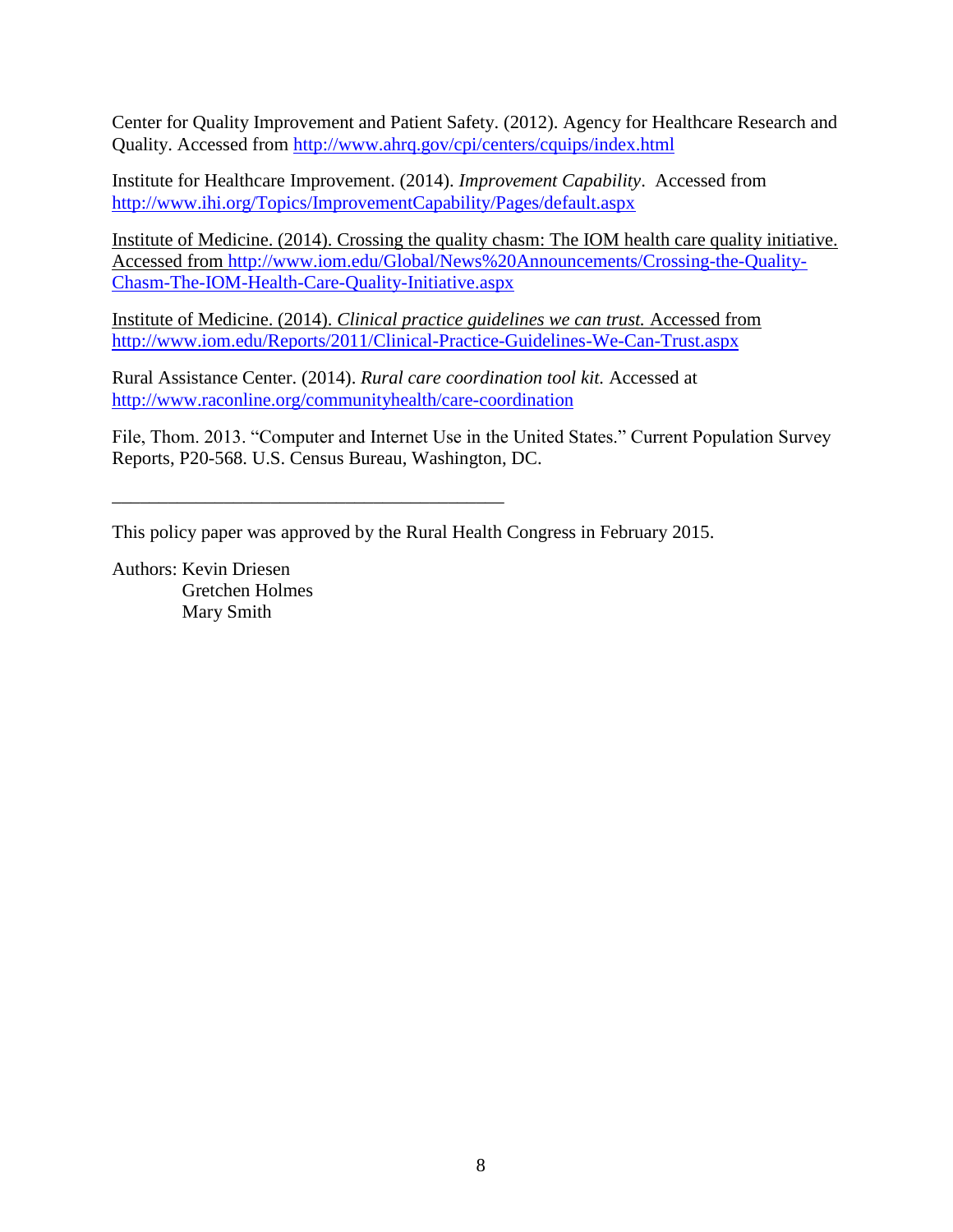Center for Quality Improvement and Patient Safety. (2012). Agency for Healthcare Research and Quality. Accessed from http://www.ahrq.gov/cpi/centers/cquips/index.html

Institute for Healthcare Improvement. (2014). *Improvement Capability*. Accessed from http://www.ihi.org/Topics/ImprovementCapability/Pages/default.aspx

Institute of Medicine. (2014). Crossing the quality chasm: The IOM health care quality initiative. Accessed from http://www.iom.edu/Global/News%20Announcements/Crossing-the-Quality-Chasm-The-IOM-Health-Care-Quality-Initiative.aspx

Institute of Medicine. (2014). *Clinical practice guidelines we can trust.* Accessed from http://www.iom.edu/Reports/2011/Clinical-Practice-Guidelines-We-Can-Trust.aspx

Rural Assistance Center. (2014). *Rural care coordination tool kit.* Accessed at http://www.raconline.org/communityhealth/care-coordination

File, Thom. 2013. "Computer and Internet Use in the United States." Current Population Survey Reports, P20-568. U.S. Census Bureau, Washington, DC.

---

This policy paper was approved by the Rural Health Congress in February 2015.

Authors: Kevin Driesen
Gretchen Holmes
Mary Smith